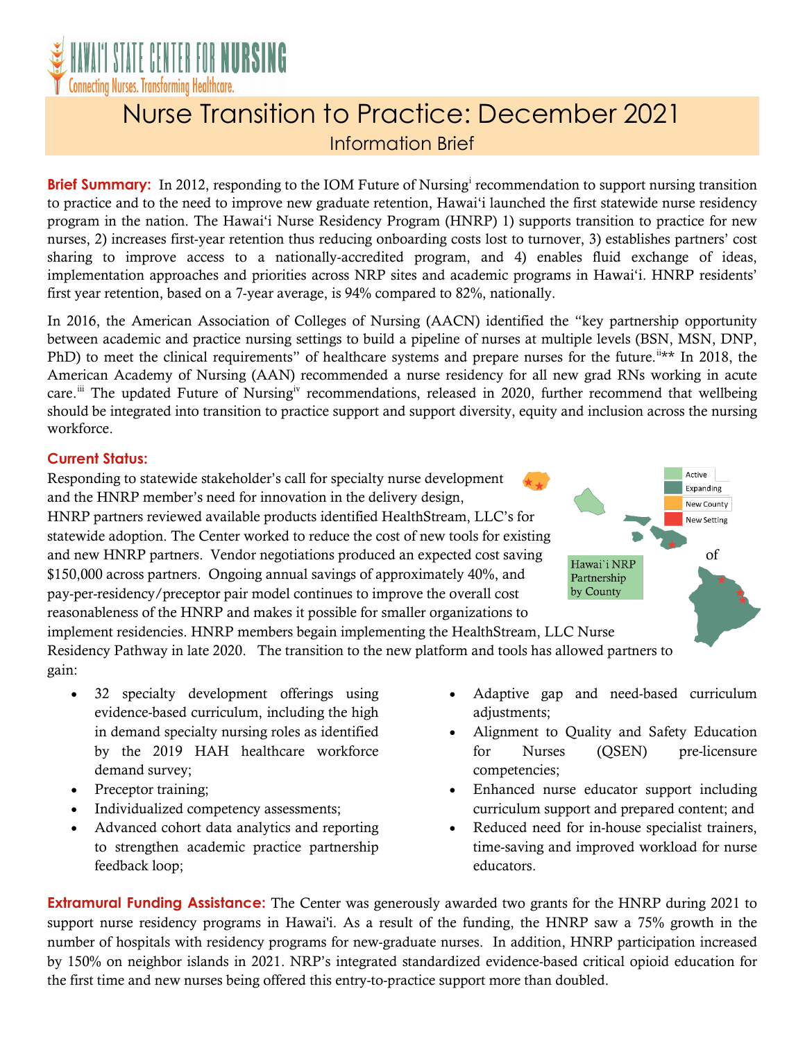HAWAI'I STATE CENTER FOR NURSING

Connecting Nurses. Transforming Healthcare.

# Nurse Transition to Practice: December 2021

## Information Brief

**Brief Summary:** In 2012, responding to the IOM Future of Nursing[i] recommendation to support nursing transition to practice and to the need to improve new graduate retention, Hawai'i launched the first statewide nurse residency program in the nation. The Hawai'i Nurse Residency Program (HNRP) 1) supports transition to practice for new nurses, 2) increases first-year retention thus reducing onboarding costs lost to turnover, 3) establishes partners' cost sharing to improve access to a nationally-accredited program, and 4) enables fluid exchange of ideas, implementation approaches and priorities across NRP sites and academic programs in Hawai'i. HNRP residents' first year retention, based on a 7-year average, is 94% compared to 82%, nationally.

In 2016, the American Association of Colleges of Nursing (AACN) identified the "key partnership opportunity between academic and practice nursing settings to build a pipeline of nurses at multiple levels (BSN, MSN, DNP, PhD) to meet the clinical requirements" of healthcare systems and prepare nurses for the future.[ii]** In 2018, the American Academy of Nursing (AAN) recommended a nurse residency for all new grad RNs working in acute care.[iii] The updated Future of Nursing[iv] recommendations, released in 2020, further recommend that wellbeing should be integrated into transition to practice support and support diversity, equity and inclusion across the nursing workforce.

**Current Status:**

Responding to statewide stakeholder's call for specialty nurse development and the HNRP member's need for innovation in the delivery design, HNRP partners reviewed available products identified HealthStream, LLC's for statewide adoption. The Center worked to reduce the cost of new tools for existing and new HNRP partners. Vendor negotiations produced an expected cost saving of $150,000 across partners. Ongoing annual savings of approximately 40%, and pay-per-residency/preceptor pair model continues to improve the overall cost reasonableness of the HNRP and makes it possible for smaller organizations to implement residencies. HNRP members begain implementing the HealthStream, LLC Nurse Residency Pathway in late 2020. The transition to the new platform and tools has allowed partners to gain:

Hawai`i NRP Partnership by County (Legend: Active, Expanding, New County, New Setting)

- 32 specialty development offerings using evidence-based curriculum, including the high in demand specialty nursing roles as identified by the 2019 HAH healthcare workforce demand survey;
- Preceptor training;
- Individualized competency assessments;
- Advanced cohort data analytics and reporting to strengthen academic practice partnership feedback loop;
- Adaptive gap and need-based curriculum adjustments;
- Alignment to Quality and Safety Education for Nurses (QSEN) pre-licensure competencies;
- Enhanced nurse educator support including curriculum support and prepared content; and
- Reduced need for in-house specialist trainers, time-saving and improved workload for nurse educators.

**Extramural Funding Assistance:** The Center was generously awarded two grants for the HNRP during 2021 to support nurse residency programs in Hawai'i. As a result of the funding, the HNRP saw a 75% growth in the number of hospitals with residency programs for new-graduate nurses. In addition, HNRP participation increased by 150% on neighbor islands in 2021. NRP's integrated standardized evidence-based critical opioid education for the first time and new nurses being offered this entry-to-practice support more than doubled.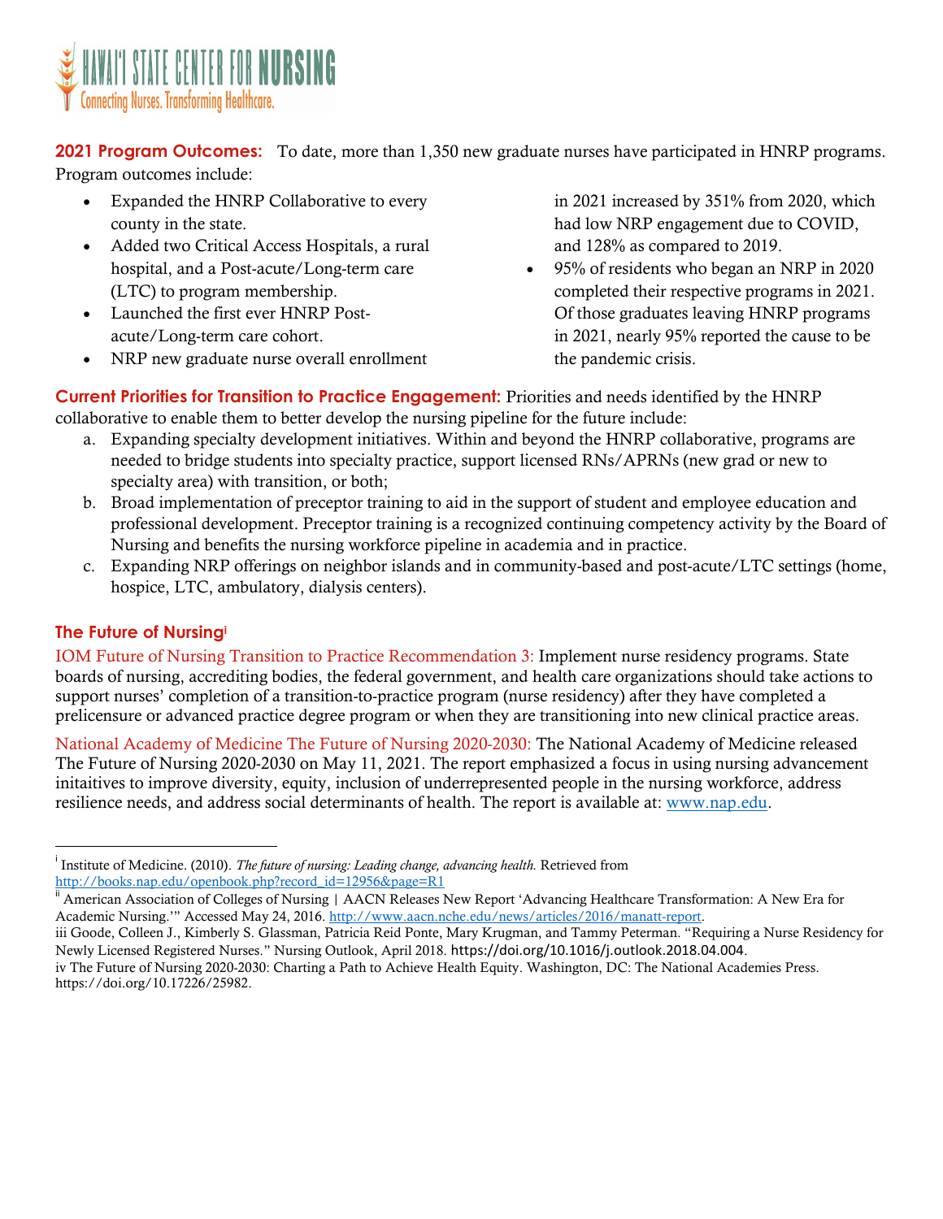**2021 Program Outcomes:** To date, more than 1,350 new graduate nurses have participated in HNRP programs. Program outcomes include:

- Expanded the HNRP Collaborative to every county in the state.
- Added two Critical Access Hospitals, a rural hospital, and a Post-acute/Long-term care (LTC) to program membership.
- Launched the first ever HNRP Post-acute/Long-term care cohort.
- NRP new graduate nurse overall enrollment in 2021 increased by 351% from 2020, which had low NRP engagement due to COVID, and 128% as compared to 2019.
- 95% of residents who began an NRP in 2020 completed their respective programs in 2021. Of those graduates leaving HNRP programs in 2021, nearly 95% reported the cause to be the pandemic crisis.

**Current Priorities for Transition to Practice Engagement:** Priorities and needs identified by the HNRP collaborative to enable them to better develop the nursing pipeline for the future include:

a. Expanding specialty development initiatives. Within and beyond the HNRP collaborative, programs are needed to bridge students into specialty practice, support licensed RNs/APRNs (new grad or new to specialty area) with transition, or both;
b. Broad implementation of preceptor training to aid in the support of student and employee education and professional development. Preceptor training is a recognized continuing competency activity by the Board of Nursing and benefits the nursing workforce pipeline in academia and in practice.
c. Expanding NRP offerings on neighbor islands and in community-based and post-acute/LTC settings (home, hospice, LTC, ambulatory, dialysis centers).

## The Future of Nursing[i]

IOM Future of Nursing Transition to Practice Recommendation 3: Implement nurse residency programs. State boards of nursing, accrediting bodies, the federal government, and health care organizations should take actions to support nurses' completion of a transition-to-practice program (nurse residency) after they have completed a prelicensure or advanced practice degree program or when they are transitioning into new clinical practice areas.

National Academy of Medicine The Future of Nursing 2020-2030: The National Academy of Medicine released The Future of Nursing 2020-2030 on May 11, 2021. The report emphasized a focus in using nursing advancement initaitives to improve diversity, equity, inclusion of underrepresented people in the nursing workforce, address resilience needs, and address social determinants of health. The report is available at: www.nap.edu.

---

[i] Institute of Medicine. (2010). *The future of nursing: Leading change, advancing health.* Retrieved from http://books.nap.edu/openbook.php?record_id=12956&page=R1

[ii] American Association of Colleges of Nursing | AACN Releases New Report 'Advancing Healthcare Transformation: A New Era for Academic Nursing.'" Accessed May 24, 2016. http://www.aacn.nche.edu/news/articles/2016/manatt-report.

iii Goode, Colleen J., Kimberly S. Glassman, Patricia Reid Ponte, Mary Krugman, and Tammy Peterman. "Requiring a Nurse Residency for Newly Licensed Registered Nurses." Nursing Outlook, April 2018. https://doi.org/10.1016/j.outlook.2018.04.004.

iv The Future of Nursing 2020-2030: Charting a Path to Achieve Health Equity. Washington, DC: The National Academies Press. https://doi.org/10.17226/25982.